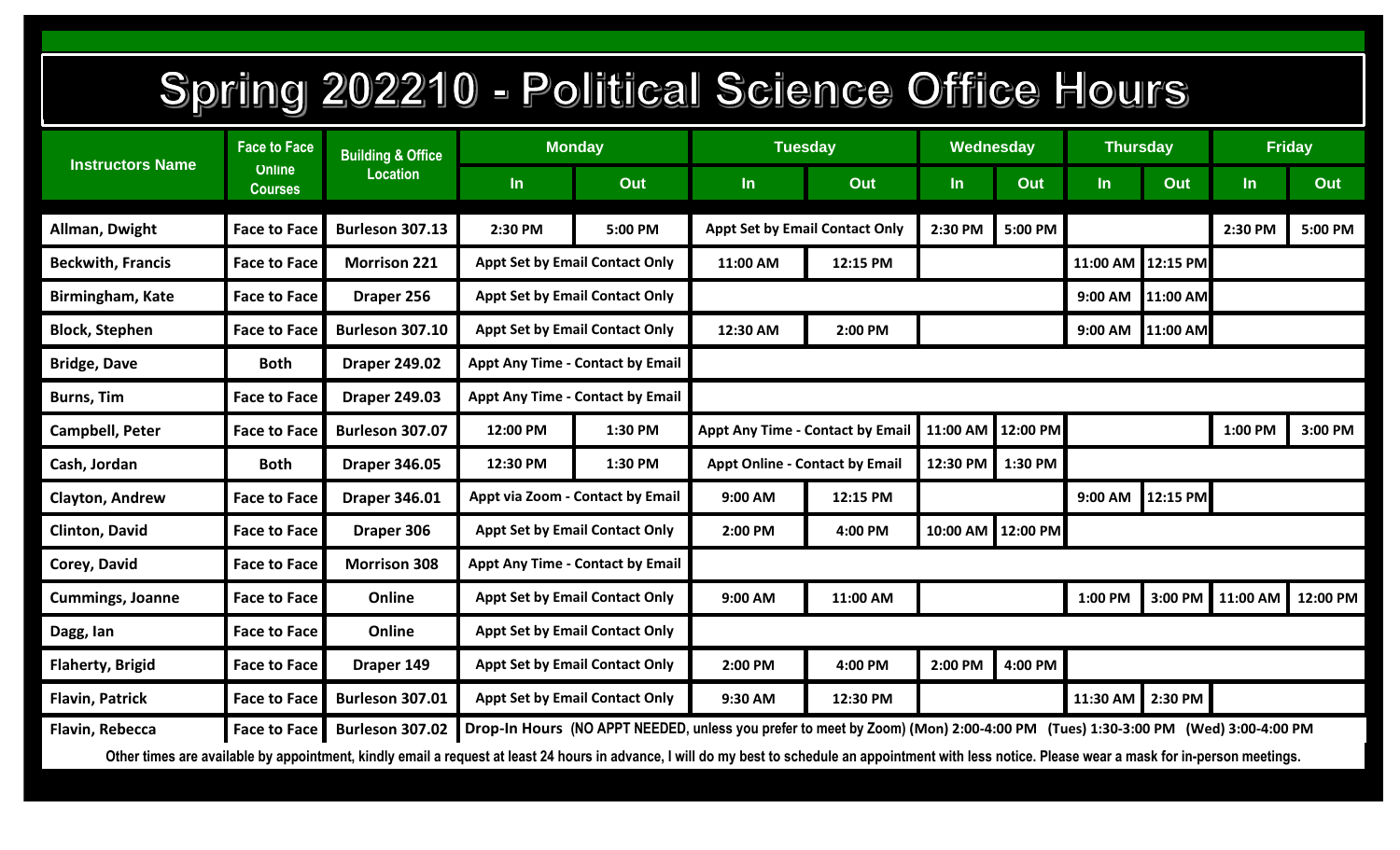# Spring 202210 - Political Science Office Hours

| Instructors Name | Face to Face Online Courses | Building & Office Location | Monday | | Tuesday | | Wednesday | | Thursday | | Friday | |
|---|---|---|---|---|---|---|---|---|---|---|---|---|
| | | | In | Out | In | Out | In | Out | In | Out | In | Out |
| Allman, Dwight | Face to Face | Burleson 307.13 | 2:30 PM | 5:00 PM | Appt Set by Email Contact Only | | 2:30 PM | 5:00 PM | | | 2:30 PM | 5:00 PM |
| Beckwith, Francis | Face to Face | Morrison 221 | Appt Set by Email Contact Only | | 11:00 AM | 12:15 PM | | | 11:00 AM | 12:15 PM | | |
| Birmingham, Kate | Face to Face | Draper 256 | Appt Set by Email Contact Only | | | | | | 9:00 AM | 11:00 AM | | |
| Block, Stephen | Face to Face | Burleson 307.10 | Appt Set by Email Contact Only | | 12:30 AM | 2:00 PM | | | 9:00 AM | 11:00 AM | | |
| Bridge, Dave | Both | Draper 249.02 | Appt Any Time - Contact by Email | | | | | | | | | |
| Burns, Tim | Face to Face | Draper 249.03 | Appt Any Time - Contact by Email | | | | | | | | | |
| Campbell, Peter | Face to Face | Burleson 307.07 | 12:00 PM | 1:30 PM | Appt Any Time - Contact by Email | | 11:00 AM | 12:00 PM | | | 1:00 PM | 3:00 PM |
| Cash, Jordan | Both | Draper 346.05 | 12:30 PM | 1:30 PM | Appt Online - Contact by Email | | 12:30 PM | 1:30 PM | | | | |
| Clayton, Andrew | Face to Face | Draper 346.01 | Appt via Zoom - Contact by Email | | 9:00 AM | 12:15 PM | | | 9:00 AM | 12:15 PM | | |
| Clinton, David | Face to Face | Draper 306 | Appt Set by Email Contact Only | | 2:00 PM | 4:00 PM | 10:00 AM | 12:00 PM | | | | |
| Corey, David | Face to Face | Morrison 308 | Appt Any Time - Contact by Email | | | | | | | | | |
| Cummings, Joanne | Face to Face | Online | Appt Set by Email Contact Only | | 9:00 AM | 11:00 AM | | | 1:00 PM | 3:00 PM | 11:00 AM | 12:00 PM |
| Dagg, Ian | Face to Face | Online | Appt Set by Email Contact Only | | | | | | | | | |
| Flaherty, Brigid | Face to Face | Draper 149 | Appt Set by Email Contact Only | | 2:00 PM | 4:00 PM | 2:00 PM | 4:00 PM | | | | |
| Flavin, Patrick | Face to Face | Burleson 307.01 | Appt Set by Email Contact Only | | 9:30 AM | 12:30 PM | | | 11:30 AM | 2:30 PM | | |
| Flavin, Rebecca | Face to Face | Burleson 307.02 | Drop-In Hours (NO APPT NEEDED, unless you prefer to meet by Zoom) (Mon) 2:00-4:00 PM (Tues) 1:30-3:00 PM (Wed) 3:00-4:00 PM | | | | | | | | | |

Other times are available by appointment, kindly email a request at least 24 hours in advance, I will do my best to schedule an appointment with less notice. Please wear a mask for in-person meetings.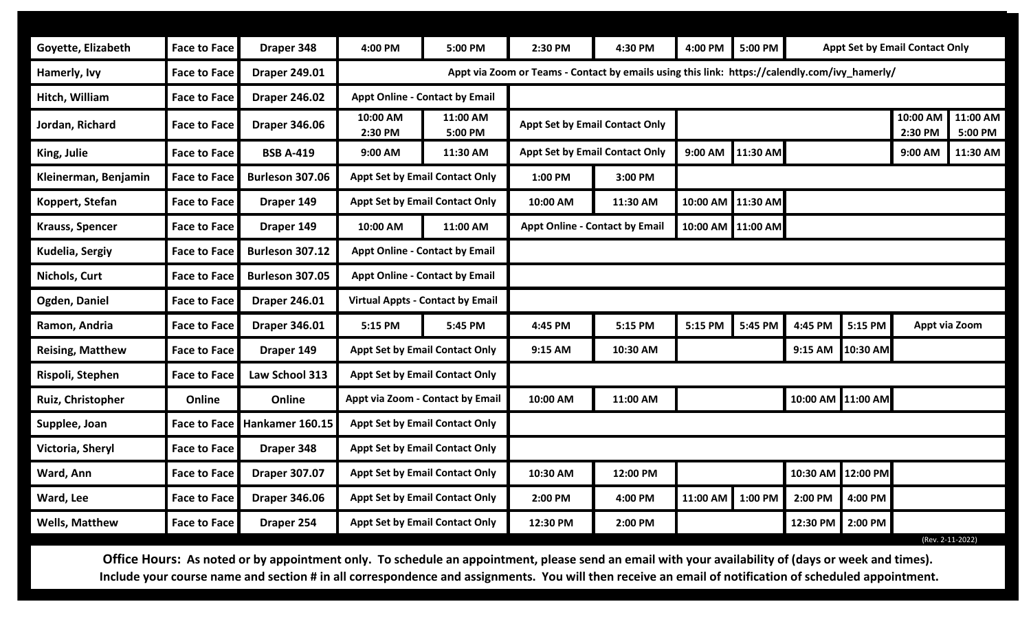| | | | | | | | | | | | | |
|---|---|---|---|---|---|---|---|---|---|---|---|---|
| **Goyette, Elizabeth** | **Face to Face** | **Draper 348** | **4:00 PM** | **5:00 PM** | **2:30 PM** | **4:30 PM** | **4:00 PM** | **5:00 PM** | **Appt Set by Email Contact Only** | | | |
| **Hamerly, Ivy** | **Face to Face** | **Draper 249.01** | **Appt via Zoom or Teams - Contact by emails using this link: https://calendly.com/ivy_hamerly/** | | | | | | | | | |
| **Hitch, William** | **Face to Face** | **Draper 246.02** | **Appt Online - Contact by Email** | | | | | | | | | |
| **Jordan, Richard** | **Face to Face** | **Draper 346.06** | **10:00 AM 2:30 PM** | **11:00 AM 5:00 PM** | **Appt Set by Email Contact Only** | | | | | | **10:00 AM 2:30 PM** | **11:00 AM 5:00 PM** |
| **King, Julie** | **Face to Face** | **BSB A-419** | **9:00 AM** | **11:30 AM** | **Appt Set by Email Contact Only** | | **9:00 AM** | **11:30 AM** | | | **9:00 AM** | **11:30 AM** |
| **Kleinerman, Benjamin** | **Face to Face** | **Burleson 307.06** | **Appt Set by Email Contact Only** | | **1:00 PM** | **3:00 PM** | | | | | | |
| **Koppert, Stefan** | **Face to Face** | **Draper 149** | **Appt Set by Email Contact Only** | | **10:00 AM** | **11:30 AM** | **10:00 AM** | **11:30 AM** | | | | |
| **Krauss, Spencer** | **Face to Face** | **Draper 149** | **10:00 AM** | **11:00 AM** | **Appt Online - Contact by Email** | | **10:00 AM** | **11:00 AM** | | | | |
| **Kudelia, Sergiy** | **Face to Face** | **Burleson 307.12** | **Appt Online - Contact by Email** | | | | | | | | | |
| **Nichols, Curt** | **Face to Face** | **Burleson 307.05** | **Appt Online - Contact by Email** | | | | | | | | | |
| **Ogden, Daniel** | **Face to Face** | **Draper 246.01** | **Virtual Appts - Contact by Email** | | | | | | | | | |
| **Ramon, Andria** | **Face to Face** | **Draper 346.01** | **5:15 PM** | **5:45 PM** | **4:45 PM** | **5:15 PM** | **5:15 PM** | **5:45 PM** | **4:45 PM** | **5:15 PM** | **Appt via Zoom** | |
| **Reising, Matthew** | **Face to Face** | **Draper 149** | **Appt Set by Email Contact Only** | | **9:15 AM** | **10:30 AM** | | | **9:15 AM** | **10:30 AM** | | |
| **Rispoli, Stephen** | **Face to Face** | **Law School 313** | **Appt Set by Email Contact Only** | | | | | | | | | |
| **Ruiz, Christopher** | **Online** | **Online** | **Appt via Zoom - Contact by Email** | | **10:00 AM** | **11:00 AM** | | | **10:00 AM** | **11:00 AM** | | |
| **Supplee, Joan** | **Face to Face** | **Hankamer 160.15** | **Appt Set by Email Contact Only** | | | | | | | | | |
| **Victoria, Sheryl** | **Face to Face** | **Draper 348** | **Appt Set by Email Contact Only** | | | | | | | | | |
| **Ward, Ann** | **Face to Face** | **Draper 307.07** | **Appt Set by Email Contact Only** | | **10:30 AM** | **12:00 PM** | | | **10:30 AM** | **12:00 PM** | | |
| **Ward, Lee** | **Face to Face** | **Draper 346.06** | **Appt Set by Email Contact Only** | | **2:00 PM** | **4:00 PM** | **11:00 AM** | **1:00 PM** | **2:00 PM** | **4:00 PM** | | |
| **Wells, Matthew** | **Face to Face** | **Draper 254** | **Appt Set by Email Contact Only** | | **12:30 PM** | **2:00 PM** | | | **12:30 PM** | **2:00 PM** | | |

(Rev. 2-11-2022)

**Office Hours: As noted or by appointment only. To schedule an appointment, please send an email with your availability of (days or week and times). Include your course name and section # in all correspondence and assignments. You will then receive an email of notification of scheduled appointment.**